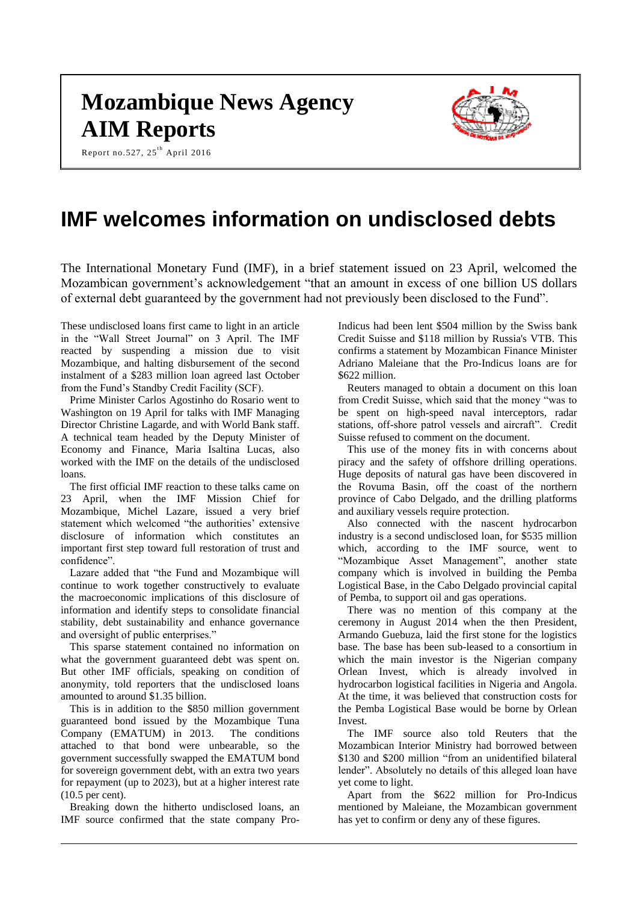# Mozambique News Agency
# AIM Reports

Report no.527, 25th April 2016

# IMF welcomes information on undisclosed debts

The International Monetary Fund (IMF), in a brief statement issued on 23 April, welcomed the Mozambican government's acknowledgement "that an amount in excess of one billion US dollars of external debt guaranteed by the government had not previously been disclosed to the Fund".

These undisclosed loans first came to light in an article in the "Wall Street Journal" on 3 April. The IMF reacted by suspending a mission due to visit Mozambique, and halting disbursement of the second instalment of a $283 million loan agreed last October from the Fund's Standby Credit Facility (SCF).

Prime Minister Carlos Agostinho do Rosario went to Washington on 19 April for talks with IMF Managing Director Christine Lagarde, and with World Bank staff. A technical team headed by the Deputy Minister of Economy and Finance, Maria Isaltina Lucas, also worked with the IMF on the details of the undisclosed loans.

The first official IMF reaction to these talks came on 23 April, when the IMF Mission Chief for Mozambique, Michel Lazare, issued a very brief statement which welcomed "the authorities' extensive disclosure of information which constitutes an important first step toward full restoration of trust and confidence".

Lazare added that "the Fund and Mozambique will continue to work together constructively to evaluate the macroeconomic implications of this disclosure of information and identify steps to consolidate financial stability, debt sustainability and enhance governance and oversight of public enterprises."

This sparse statement contained no information on what the government guaranteed debt was spent on. But other IMF officials, speaking on condition of anonymity, told reporters that the undisclosed loans amounted to around $1.35 billion.

This is in addition to the $850 million government guaranteed bond issued by the Mozambique Tuna Company (EMATUM) in 2013. The conditions attached to that bond were unbearable, so the government successfully swapped the EMATUM bond for sovereign government debt, with an extra two years for repayment (up to 2023), but at a higher interest rate (10.5 per cent).

Breaking down the hitherto undisclosed loans, an IMF source confirmed that the state company Pro-Indicus had been lent $504 million by the Swiss bank Credit Suisse and $118 million by Russia's VTB. This confirms a statement by Mozambican Finance Minister Adriano Maleiane that the Pro-Indicus loans are for $622 million.

Reuters managed to obtain a document on this loan from Credit Suisse, which said that the money "was to be spent on high-speed naval interceptors, radar stations, off-shore patrol vessels and aircraft". Credit Suisse refused to comment on the document.

This use of the money fits in with concerns about piracy and the safety of offshore drilling operations. Huge deposits of natural gas have been discovered in the Rovuma Basin, off the coast of the northern province of Cabo Delgado, and the drilling platforms and auxiliary vessels require protection.

Also connected with the nascent hydrocarbon industry is a second undisclosed loan, for $535 million which, according to the IMF source, went to "Mozambique Asset Management", another state company which is involved in building the Pemba Logistical Base, in the Cabo Delgado provincial capital of Pemba, to support oil and gas operations.

There was no mention of this company at the ceremony in August 2014 when the then President, Armando Guebuza, laid the first stone for the logistics base. The base has been sub-leased to a consortium in which the main investor is the Nigerian company Orlean Invest, which is already involved in hydrocarbon logistical facilities in Nigeria and Angola. At the time, it was believed that construction costs for the Pemba Logistical Base would be borne by Orlean Invest.

The IMF source also told Reuters that the Mozambican Interior Ministry had borrowed between $130 and $200 million "from an unidentified bilateral lender". Absolutely no details of this alleged loan have yet come to light.

Apart from the $622 million for Pro-Indicus mentioned by Maleiane, the Mozambican government has yet to confirm or deny any of these figures.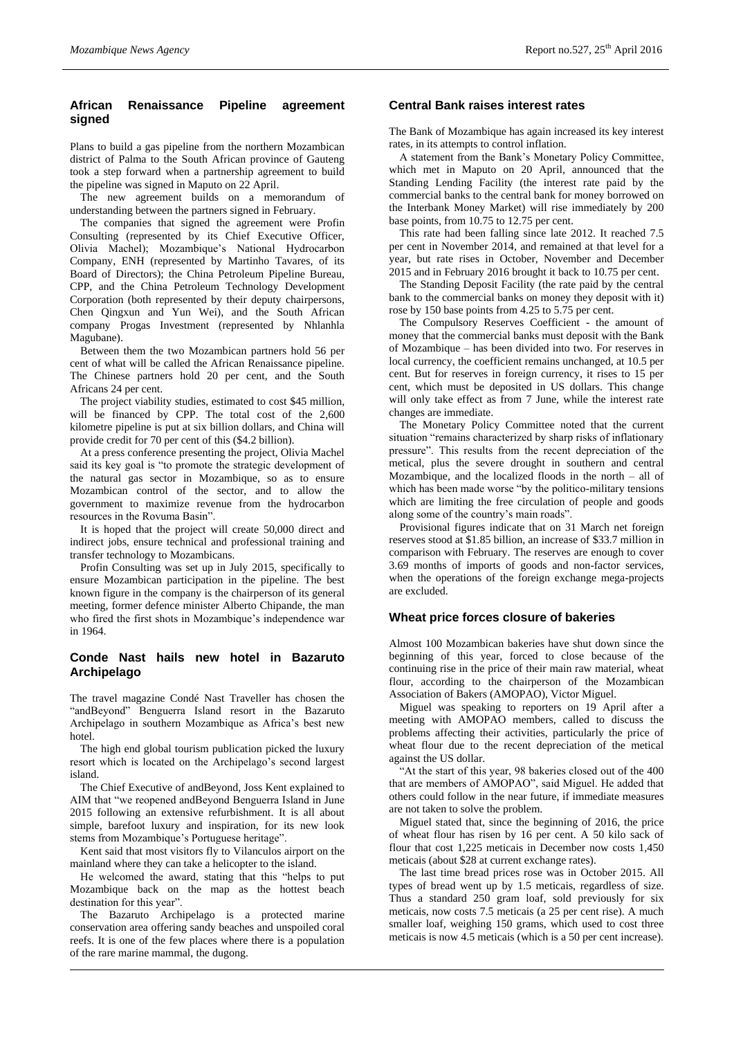## African Renaissance Pipeline agreement signed

Plans to build a gas pipeline from the northern Mozambican district of Palma to the South African province of Gauteng took a step forward when a partnership agreement to build the pipeline was signed in Maputo on 22 April.

The new agreement builds on a memorandum of understanding between the partners signed in February.

The companies that signed the agreement were Profin Consulting (represented by its Chief Executive Officer, Olivia Machel); Mozambique's National Hydrocarbon Company, ENH (represented by Martinho Tavares, of its Board of Directors); the China Petroleum Pipeline Bureau, CPP, and the China Petroleum Technology Development Corporation (both represented by their deputy chairpersons, Chen Qingxun and Yun Wei), and the South African company Progas Investment (represented by Nhlanhla Magubane).

Between them the two Mozambican partners hold 56 per cent of what will be called the African Renaissance pipeline. The Chinese partners hold 20 per cent, and the South Africans 24 per cent.

The project viability studies, estimated to cost $45 million, will be financed by CPP. The total cost of the 2,600 kilometre pipeline is put at six billion dollars, and China will provide credit for 70 per cent of this ($4.2 billion).

At a press conference presenting the project, Olivia Machel said its key goal is "to promote the strategic development of the natural gas sector in Mozambique, so as to ensure Mozambican control of the sector, and to allow the government to maximize revenue from the hydrocarbon resources in the Rovuma Basin".

It is hoped that the project will create 50,000 direct and indirect jobs, ensure technical and professional training and transfer technology to Mozambicans.

Profin Consulting was set up in July 2015, specifically to ensure Mozambican participation in the pipeline. The best known figure in the company is the chairperson of its general meeting, former defence minister Alberto Chipande, the man who fired the first shots in Mozambique's independence war in 1964.

## Conde Nast hails new hotel in Bazaruto Archipelago

The travel magazine Condé Nast Traveller has chosen the "andBeyond" Benguerra Island resort in the Bazaruto Archipelago in southern Mozambique as Africa's best new hotel.

The high end global tourism publication picked the luxury resort which is located on the Archipelago's second largest island.

The Chief Executive of andBeyond, Joss Kent explained to AIM that "we reopened andBeyond Benguerra Island in June 2015 following an extensive refurbishment. It is all about simple, barefoot luxury and inspiration, for its new look stems from Mozambique's Portuguese heritage".

Kent said that most visitors fly to Vilanculos airport on the mainland where they can take a helicopter to the island.

He welcomed the award, stating that this "helps to put Mozambique back on the map as the hottest beach destination for this year".

The Bazaruto Archipelago is a protected marine conservation area offering sandy beaches and unspoiled coral reefs. It is one of the few places where there is a population of the rare marine mammal, the dugong.

## Central Bank raises interest rates

The Bank of Mozambique has again increased its key interest rates, in its attempts to control inflation.

A statement from the Bank's Monetary Policy Committee, which met in Maputo on 20 April, announced that the Standing Lending Facility (the interest rate paid by the commercial banks to the central bank for money borrowed on the Interbank Money Market) will rise immediately by 200 base points, from 10.75 to 12.75 per cent.

This rate had been falling since late 2012. It reached 7.5 per cent in November 2014, and remained at that level for a year, but rate rises in October, November and December 2015 and in February 2016 brought it back to 10.75 per cent.

The Standing Deposit Facility (the rate paid by the central bank to the commercial banks on money they deposit with it) rose by 150 base points from 4.25 to 5.75 per cent.

The Compulsory Reserves Coefficient - the amount of money that the commercial banks must deposit with the Bank of Mozambique – has been divided into two. For reserves in local currency, the coefficient remains unchanged, at 10.5 per cent. But for reserves in foreign currency, it rises to 15 per cent, which must be deposited in US dollars. This change will only take effect as from 7 June, while the interest rate changes are immediate.

The Monetary Policy Committee noted that the current situation "remains characterized by sharp risks of inflationary pressure". This results from the recent depreciation of the metical, plus the severe drought in southern and central Mozambique, and the localized floods in the north – all of which has been made worse "by the politico-military tensions which are limiting the free circulation of people and goods along some of the country's main roads".

Provisional figures indicate that on 31 March net foreign reserves stood at $1.85 billion, an increase of $33.7 million in comparison with February. The reserves are enough to cover 3.69 months of imports of goods and non-factor services, when the operations of the foreign exchange mega-projects are excluded.

## Wheat price forces closure of bakeries

Almost 100 Mozambican bakeries have shut down since the beginning of this year, forced to close because of the continuing rise in the price of their main raw material, wheat flour, according to the chairperson of the Mozambican Association of Bakers (AMOPAO), Victor Miguel.

Miguel was speaking to reporters on 19 April after a meeting with AMOPAO members, called to discuss the problems affecting their activities, particularly the price of wheat flour due to the recent depreciation of the metical against the US dollar.

"At the start of this year, 98 bakeries closed out of the 400 that are members of AMOPAO", said Miguel. He added that others could follow in the near future, if immediate measures are not taken to solve the problem.

Miguel stated that, since the beginning of 2016, the price of wheat flour has risen by 16 per cent. A 50 kilo sack of flour that cost 1,225 meticais in December now costs 1,450 meticais (about $28 at current exchange rates).

The last time bread prices rose was in October 2015. All types of bread went up by 1.5 meticais, regardless of size. Thus a standard 250 gram loaf, sold previously for six meticais, now costs 7.5 meticais (a 25 per cent rise). A much smaller loaf, weighing 150 grams, which used to cost three meticais is now 4.5 meticais (which is a 50 per cent increase).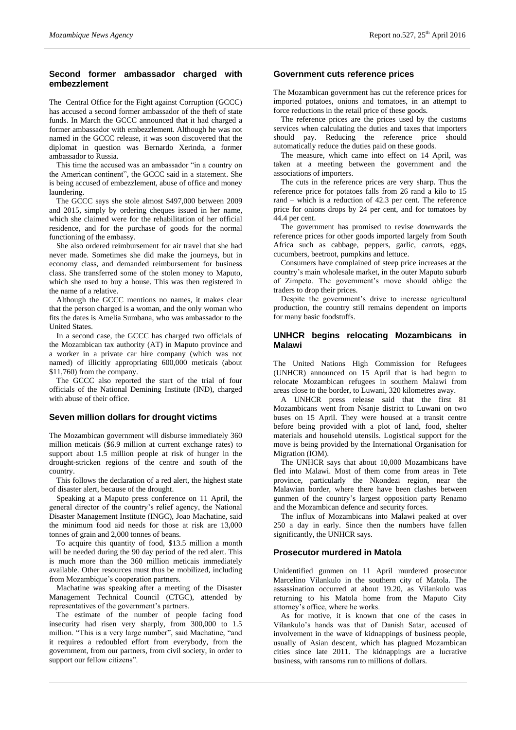## Second former ambassador charged with embezzlement

The Central Office for the Fight against Corruption (GCCC) has accused a second former ambassador of the theft of state funds. In March the GCCC announced that it had charged a former ambassador with embezzlement. Although he was not named in the GCCC release, it was soon discovered that the diplomat in question was Bernardo Xerinda, a former ambassador to Russia.

This time the accused was an ambassador "in a country on the American continent", the GCCC said in a statement. She is being accused of embezzlement, abuse of office and money laundering.

The GCCC says she stole almost $497,000 between 2009 and 2015, simply by ordering cheques issued in her name, which she claimed were for the rehabilitation of her official residence, and for the purchase of goods for the normal functioning of the embassy.

She also ordered reimbursement for air travel that she had never made. Sometimes she did make the journeys, but in economy class, and demanded reimbursement for business class. She transferred some of the stolen money to Maputo, which she used to buy a house. This was then registered in the name of a relative.

Although the GCCC mentions no names, it makes clear that the person charged is a woman, and the only woman who fits the dates is Amelia Sumbana, who was ambassador to the United States.

In a second case, the GCCC has charged two officials of the Mozambican tax authority (AT) in Maputo province and a worker in a private car hire company (which was not named) of illicitly appropriating 600,000 meticais (about $11,760) from the company.

The GCCC also reported the start of the trial of four officials of the National Demining Institute (IND), charged with abuse of their office.

## Seven million dollars for drought victims

The Mozambican government will disburse immediately 360 million meticais ($6.9 million at current exchange rates) to support about 1.5 million people at risk of hunger in the drought-stricken regions of the centre and south of the country.

This follows the declaration of a red alert, the highest state of disaster alert, because of the drought.

Speaking at a Maputo press conference on 11 April, the general director of the country's relief agency, the National Disaster Management Institute (INGC), Joao Machatine, said the minimum food aid needs for those at risk are 13,000 tonnes of grain and 2,000 tonnes of beans.

To acquire this quantity of food, $13.5 million a month will be needed during the 90 day period of the red alert. This is much more than the 360 million meticais immediately available. Other resources must thus be mobilized, including from Mozambique's cooperation partners.

Machatine was speaking after a meeting of the Disaster Management Technical Council (CTGC), attended by representatives of the government's partners.

The estimate of the number of people facing food insecurity had risen very sharply, from 300,000 to 1.5 million. "This is a very large number", said Machatine, "and it requires a redoubled effort from everybody, from the government, from our partners, from civil society, in order to support our fellow citizens".

## Government cuts reference prices

The Mozambican government has cut the reference prices for imported potatoes, onions and tomatoes, in an attempt to force reductions in the retail price of these goods.

The reference prices are the prices used by the customs services when calculating the duties and taxes that importers should pay. Reducing the reference price should automatically reduce the duties paid on these goods.

The measure, which came into effect on 14 April, was taken at a meeting between the government and the associations of importers.

The cuts in the reference prices are very sharp. Thus the reference price for potatoes falls from 26 rand a kilo to 15 rand – which is a reduction of 42.3 per cent. The reference price for onions drops by 24 per cent, and for tomatoes by 44.4 per cent.

The government has promised to revise downwards the reference prices for other goods imported largely from South Africa such as cabbage, peppers, garlic, carrots, eggs, cucumbers, beetroot, pumpkins and lettuce.

Consumers have complained of steep price increases at the country's main wholesale market, in the outer Maputo suburb of Zimpeto. The government's move should oblige the traders to drop their prices.

Despite the government's drive to increase agricultural production, the country still remains dependent on imports for many basic foodstuffs.

## UNHCR begins relocating Mozambicans in Malawi

The United Nations High Commission for Refugees (UNHCR) announced on 15 April that is had begun to relocate Mozambican refugees in southern Malawi from areas close to the border, to Luwani, 320 kilometres away.

A UNHCR press release said that the first 81 Mozambicans went from Nsanje district to Luwani on two buses on 15 April. They were housed at a transit centre before being provided with a plot of land, food, shelter materials and household utensils. Logistical support for the move is being provided by the International Organisation for Migration (IOM).

The UNHCR says that about 10,000 Mozambicans have fled into Malawi. Most of them come from areas in Tete province, particularly the Nkondezi region, near the Malawian border, where there have been clashes between gunmen of the country's largest opposition party Renamo and the Mozambican defence and security forces.

The influx of Mozambicans into Malawi peaked at over 250 a day in early. Since then the numbers have fallen significantly, the UNHCR says.

## Prosecutor murdered in Matola

Unidentified gunmen on 11 April murdered prosecutor Marcelino Vilankulo in the southern city of Matola. The assassination occurred at about 19.20, as Vilankulo was returning to his Matola home from the Maputo City attorney's office, where he works.

As for motive, it is known that one of the cases in Vilankulo's hands was that of Danish Satar, accused of involvement in the wave of kidnappings of business people, usually of Asian descent, which has plagued Mozambican cities since late 2011. The kidnappings are a lucrative business, with ransoms run to millions of dollars.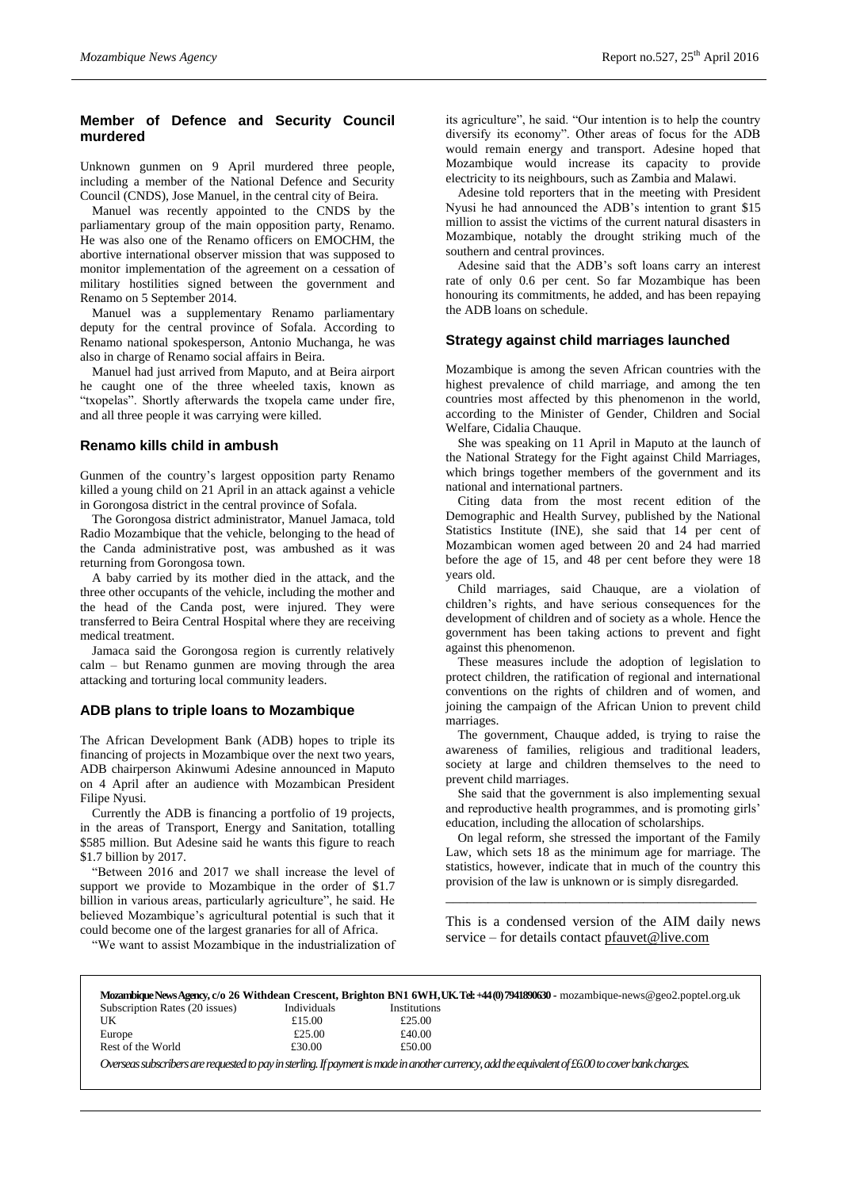## Member of Defence and Security Council murdered

Unknown gunmen on 9 April murdered three people, including a member of the National Defence and Security Council (CNDS), Jose Manuel, in the central city of Beira.

Manuel was recently appointed to the CNDS by the parliamentary group of the main opposition party, Renamo. He was also one of the Renamo officers on EMOCHM, the abortive international observer mission that was supposed to monitor implementation of the agreement on a cessation of military hostilities signed between the government and Renamo on 5 September 2014.

Manuel was a supplementary Renamo parliamentary deputy for the central province of Sofala. According to Renamo national spokesperson, Antonio Muchanga, he was also in charge of Renamo social affairs in Beira.

Manuel had just arrived from Maputo, and at Beira airport he caught one of the three wheeled taxis, known as "txopelas". Shortly afterwards the txopela came under fire, and all three people it was carrying were killed.

## Renamo kills child in ambush

Gunmen of the country's largest opposition party Renamo killed a young child on 21 April in an attack against a vehicle in Gorongosa district in the central province of Sofala.

The Gorongosa district administrator, Manuel Jamaca, told Radio Mozambique that the vehicle, belonging to the head of the Canda administrative post, was ambushed as it was returning from Gorongosa town.

A baby carried by its mother died in the attack, and the three other occupants of the vehicle, including the mother and the head of the Canda post, were injured. They were transferred to Beira Central Hospital where they are receiving medical treatment.

Jamaca said the Gorongosa region is currently relatively calm – but Renamo gunmen are moving through the area attacking and torturing local community leaders.

## ADB plans to triple loans to Mozambique

The African Development Bank (ADB) hopes to triple its financing of projects in Mozambique over the next two years, ADB chairperson Akinwumi Adesine announced in Maputo on 4 April after an audience with Mozambican President Filipe Nyusi.

Currently the ADB is financing a portfolio of 19 projects, in the areas of Transport, Energy and Sanitation, totalling $585 million. But Adesine said he wants this figure to reach $1.7 billion by 2017.

"Between 2016 and 2017 we shall increase the level of support we provide to Mozambique in the order of $1.7 billion in various areas, particularly agriculture", he said. He believed Mozambique's agricultural potential is such that it could become one of the largest granaries for all of Africa.

"We want to assist Mozambique in the industrialization of its agriculture", he said. "Our intention is to help the country diversify its economy". Other areas of focus for the ADB would remain energy and transport. Adesine hoped that Mozambique would increase its capacity to provide electricity to its neighbours, such as Zambia and Malawi.

Adesine told reporters that in the meeting with President Nyusi he had announced the ADB's intention to grant $15 million to assist the victims of the current natural disasters in Mozambique, notably the drought striking much of the southern and central provinces.

Adesine said that the ADB's soft loans carry an interest rate of only 0.6 per cent. So far Mozambique has been honouring its commitments, he added, and has been repaying the ADB loans on schedule.

## Strategy against child marriages launched

Mozambique is among the seven African countries with the highest prevalence of child marriage, and among the ten countries most affected by this phenomenon in the world, according to the Minister of Gender, Children and Social Welfare, Cidalia Chauque.

She was speaking on 11 April in Maputo at the launch of the National Strategy for the Fight against Child Marriages, which brings together members of the government and its national and international partners.

Citing data from the most recent edition of the Demographic and Health Survey, published by the National Statistics Institute (INE), she said that 14 per cent of Mozambican women aged between 20 and 24 had married before the age of 15, and 48 per cent before they were 18 years old.

Child marriages, said Chauque, are a violation of children's rights, and have serious consequences for the development of children and of society as a whole. Hence the government has been taking actions to prevent and fight against this phenomenon.

These measures include the adoption of legislation to protect children, the ratification of regional and international conventions on the rights of children and of women, and joining the campaign of the African Union to prevent child marriages.

The government, Chauque added, is trying to raise the awareness of families, religious and traditional leaders, society at large and children themselves to the need to prevent child marriages.

She said that the government is also implementing sexual and reproductive health programmes, and is promoting girls' education, including the allocation of scholarships.

On legal reform, she stressed the important of the Family Law, which sets 18 as the minimum age for marriage. The statistics, however, indicate that in much of the country this provision of the law is unknown or is simply disregarded.

---

This is a condensed version of the AIM daily news service – for details contact pfauvet@live.com

**Mozambique News Agency, c/o 26 Withdean Crescent, Brighton BN1 6WH, UK. Tel: +44 (0) 7941890630** - mozambique-news@geo2.poptel.org.uk

| Subscription Rates (20 issues) | Individuals | Institutions |
|---|---|---|
| UK | £15.00 | £25.00 |
| Europe | £25.00 | £40.00 |
| Rest of the World | £30.00 | £50.00 |

*Overseas subscribers are requested to pay in sterling. If payment is made in another currency, add the equivalent of £6.00 to cover bank charges.*